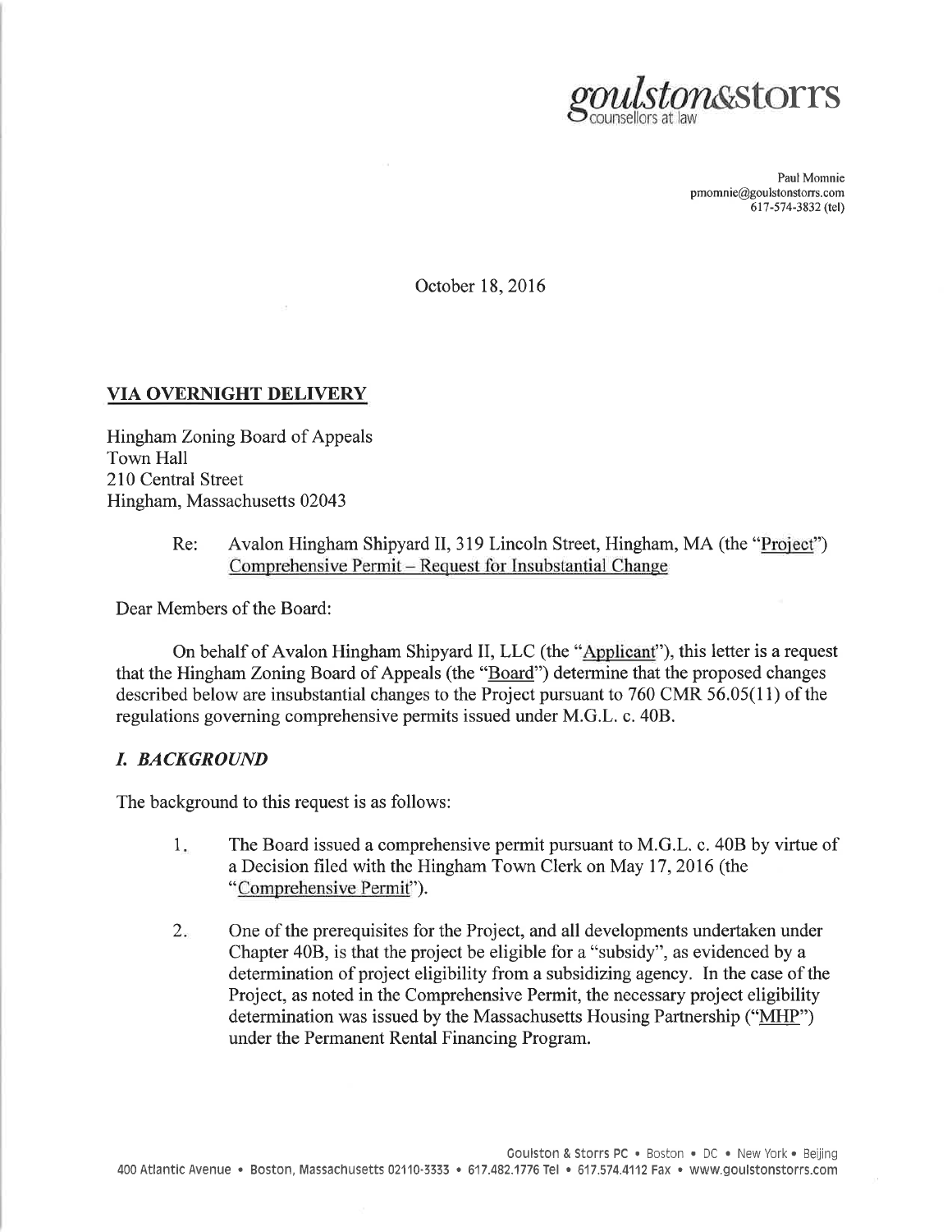goulston&storrs
counsellors at law

Paul Momnie
pmomnie@goulstonstorrs.com
617-574-3832 (tel)

October 18, 2016

**VIA OVERNIGHT DELIVERY**

Hingham Zoning Board of Appeals
Town Hall
210 Central Street
Hingham, Massachusetts 02043

Re: Avalon Hingham Shipyard II, 319 Lincoln Street, Hingham, MA (the "Project")
Comprehensive Permit – Request for Insubstantial Change

Dear Members of the Board:

On behalf of Avalon Hingham Shipyard II, LLC (the "Applicant"), this letter is a request that the Hingham Zoning Board of Appeals (the "Board") determine that the proposed changes described below are insubstantial changes to the Project pursuant to 760 CMR 56.05(11) of the regulations governing comprehensive permits issued under M.G.L. c. 40B.

## *I. BACKGROUND*

The background to this request is as follows:

1. The Board issued a comprehensive permit pursuant to M.G.L. c. 40B by virtue of a Decision filed with the Hingham Town Clerk on May 17, 2016 (the "Comprehensive Permit").

2. One of the prerequisites for the Project, and all developments undertaken under Chapter 40B, is that the project be eligible for a "subsidy", as evidenced by a determination of project eligibility from a subsidizing agency. In the case of the Project, as noted in the Comprehensive Permit, the necessary project eligibility determination was issued by the Massachusetts Housing Partnership ("MHP") under the Permanent Rental Financing Program.

Goulston & Storrs PC • Boston • DC • New York • Beijing
400 Atlantic Avenue • Boston, Massachusetts 02110-3333 • 617.482.1776 Tel • 617.574.4112 Fax • www.goulstonstorrs.com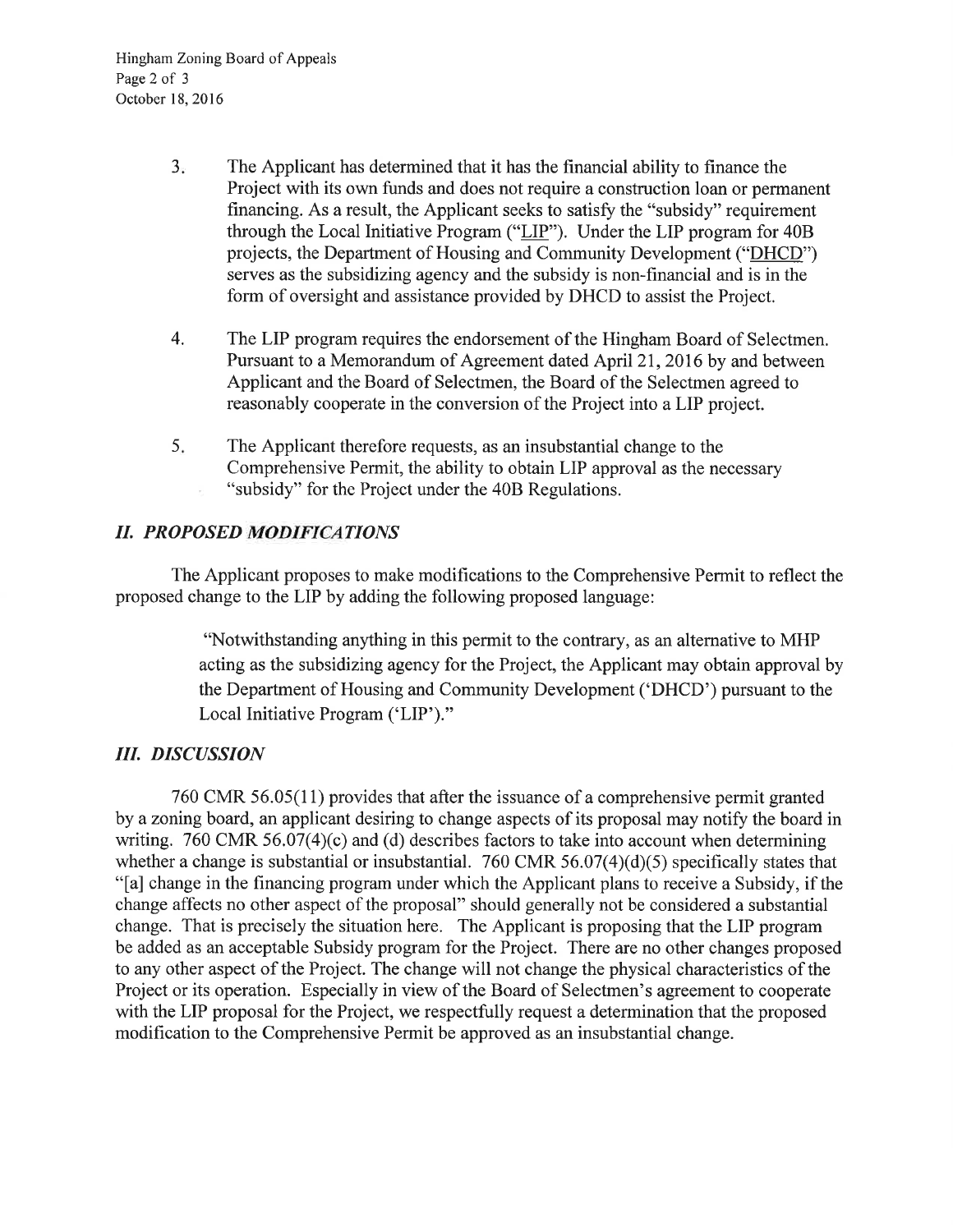3. The Applicant has determined that it has the financial ability to finance the Project with its own funds and does not require a construction loan or permanent financing. As a result, the Applicant seeks to satisfy the "subsidy" requirement through the Local Initiative Program ("LIP"). Under the LIP program for 40B projects, the Department of Housing and Community Development ("DHCD") serves as the subsidizing agency and the subsidy is non-financial and is in the form of oversight and assistance provided by DHCD to assist the Project.

4. The LIP program requires the endorsement of the Hingham Board of Selectmen. Pursuant to a Memorandum of Agreement dated April 21, 2016 by and between Applicant and the Board of Selectmen, the Board of the Selectmen agreed to reasonably cooperate in the conversion of the Project into a LIP project.

5. The Applicant therefore requests, as an insubstantial change to the Comprehensive Permit, the ability to obtain LIP approval as the necessary "subsidy" for the Project under the 40B Regulations.

## *II. PROPOSED MODIFICATIONS*

The Applicant proposes to make modifications to the Comprehensive Permit to reflect the proposed change to the LIP by adding the following proposed language:

> "Notwithstanding anything in this permit to the contrary, as an alternative to MHP acting as the subsidizing agency for the Project, the Applicant may obtain approval by the Department of Housing and Community Development ('DHCD') pursuant to the Local Initiative Program ('LIP')."

## *III. DISCUSSION*

760 CMR 56.05(11) provides that after the issuance of a comprehensive permit granted by a zoning board, an applicant desiring to change aspects of its proposal may notify the board in writing. 760 CMR 56.07(4)(c) and (d) describes factors to take into account when determining whether a change is substantial or insubstantial. 760 CMR 56.07(4)(d)(5) specifically states that "[a] change in the financing program under which the Applicant plans to receive a Subsidy, if the change affects no other aspect of the proposal" should generally not be considered a substantial change. That is precisely the situation here. The Applicant is proposing that the LIP program be added as an acceptable Subsidy program for the Project. There are no other changes proposed to any other aspect of the Project. The change will not change the physical characteristics of the Project or its operation. Especially in view of the Board of Selectmen's agreement to cooperate with the LIP proposal for the Project, we respectfully request a determination that the proposed modification to the Comprehensive Permit be approved as an insubstantial change.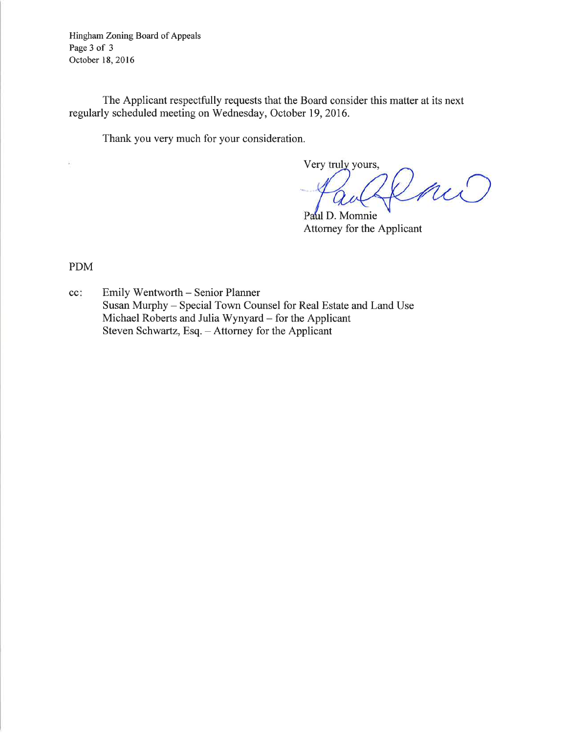The Applicant respectfully requests that the Board consider this matter at its next regularly scheduled meeting on Wednesday, October 19, 2016.

Thank you very much for your consideration.

Very truly yours,

Paul D. Momnie
Attorney for the Applicant

PDM

cc: Emily Wentworth – Senior Planner
Susan Murphy – Special Town Counsel for Real Estate and Land Use
Michael Roberts and Julia Wynyard – for the Applicant
Steven Schwartz, Esq. – Attorney for the Applicant